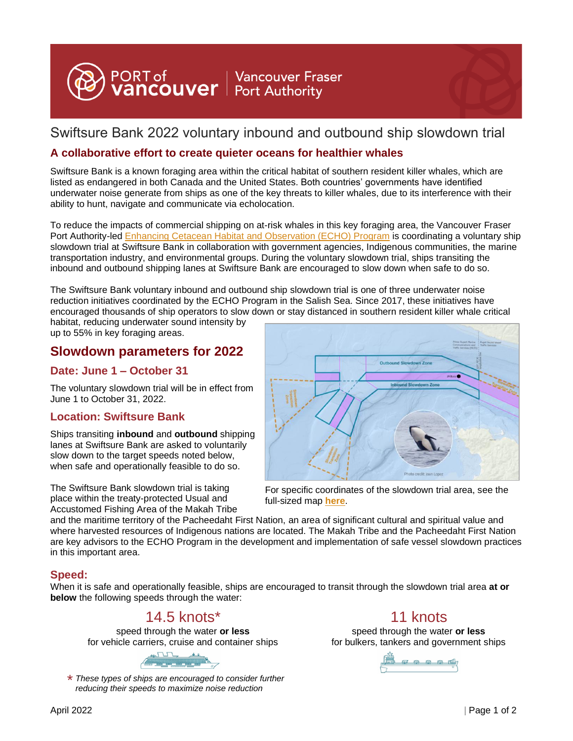PORT of vancouver | Vancouver Fraser Port Authority

# Swiftsure Bank 2022 voluntary inbound and outbound ship slowdown trial

## A collaborative effort to create quieter oceans for healthier whales

Swiftsure Bank is a known foraging area within the critical habitat of southern resident killer whales, which are listed as endangered in both Canada and the United States. Both countries' governments have identified underwater noise generate from ships as one of the key threats to killer whales, due to its interference with their ability to hunt, navigate and communicate via echolocation.

To reduce the impacts of commercial shipping on at-risk whales in this key foraging area, the Vancouver Fraser Port Authority-led Enhancing Cetacean Habitat and Observation (ECHO) Program is coordinating a voluntary ship slowdown trial at Swiftsure Bank in collaboration with government agencies, Indigenous communities, the marine transportation industry, and environmental groups. During the voluntary slowdown trial, ships transiting the inbound and outbound shipping lanes at Swiftsure Bank are encouraged to slow down when safe to do so.

The Swiftsure Bank voluntary inbound and outbound ship slowdown trial is one of three underwater noise reduction initiatives coordinated by the ECHO Program in the Salish Sea. Since 2017, these initiatives have encouraged thousands of ship operators to slow down or stay distanced in southern resident killer whale critical habitat, reducing underwater sound intensity by up to 55% in key foraging areas.

## Slowdown parameters for 2022

### Date: June 1 – October 31

The voluntary slowdown trial will be in effect from June 1 to October 31, 2022.

### Location: Swiftsure Bank

Ships transiting **inbound** and **outbound** shipping lanes at Swiftsure Bank are asked to voluntarily slow down to the target speeds noted below, when safe and operationally feasible to do so.

For specific coordinates of the slowdown trial area, see the full-sized map here.

The Swiftsure Bank slowdown trial is taking place within the treaty-protected Usual and Accustomed Fishing Area of the Makah Tribe and the maritime territory of the Pacheedaht First Nation, an area of significant cultural and spiritual value and where harvested resources of Indigenous nations are located. The Makah Tribe and the Pacheedaht First Nation are key advisors to the ECHO Program in the development and implementation of safe vessel slowdown practices in this important area.

### Speed:

When it is safe and operationally feasible, ships are encouraged to transit through the slowdown trial area **at or below** the following speeds through the water:

**14.5 knots***
speed through the water **or less** for vehicle carriers, cruise and container ships

**11 knots**
speed through the water **or less** for bulkers, tankers and government ships

* *These types of ships are encouraged to consider further reducing their speeds to maximize noise reduction*

April 2022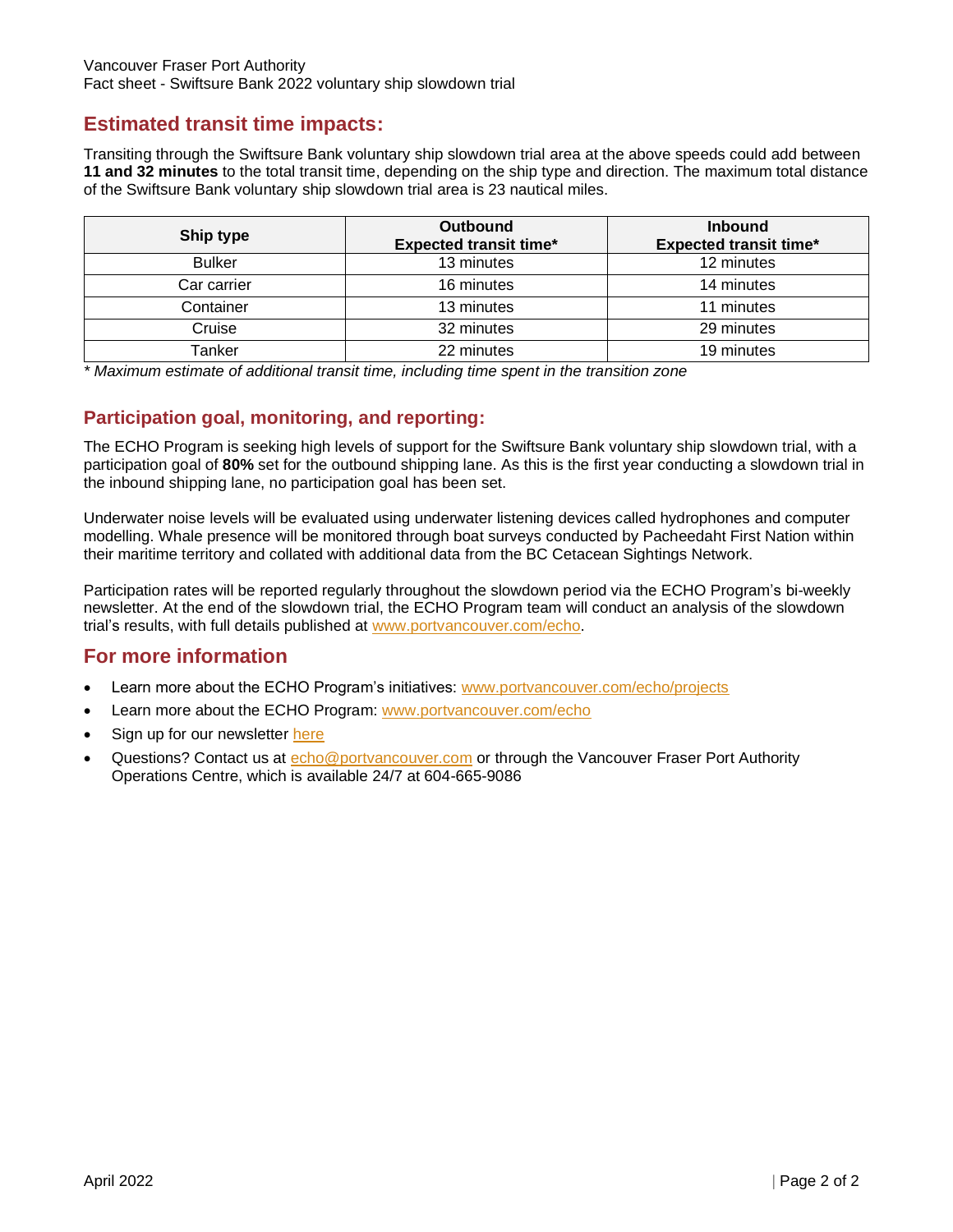## Estimated transit time impacts:

Transiting through the Swiftsure Bank voluntary ship slowdown trial area at the above speeds could add between **11 and 32 minutes** to the total transit time, depending on the ship type and direction. The maximum total distance of the Swiftsure Bank voluntary ship slowdown trial area is 23 nautical miles.

| Ship type | Outbound Expected transit time* | Inbound Expected transit time* |
|---|---|---|
| Bulker | 13 minutes | 12 minutes |
| Car carrier | 16 minutes | 14 minutes |
| Container | 13 minutes | 11 minutes |
| Cruise | 32 minutes | 29 minutes |
| Tanker | 22 minutes | 19 minutes |

*\* Maximum estimate of additional transit time, including time spent in the transition zone*

## Participation goal, monitoring, and reporting:

The ECHO Program is seeking high levels of support for the Swiftsure Bank voluntary ship slowdown trial, with a participation goal of **80%** set for the outbound shipping lane. As this is the first year conducting a slowdown trial in the inbound shipping lane, no participation goal has been set.

Underwater noise levels will be evaluated using underwater listening devices called hydrophones and computer modelling. Whale presence will be monitored through boat surveys conducted by Pacheedaht First Nation within their maritime territory and collated with additional data from the BC Cetacean Sightings Network.

Participation rates will be reported regularly throughout the slowdown period via the ECHO Program's bi-weekly newsletter. At the end of the slowdown trial, the ECHO Program team will conduct an analysis of the slowdown trial's results, with full details published at www.portvancouver.com/echo.

## For more information

- Learn more about the ECHO Program's initiatives: www.portvancouver.com/echo/projects
- Learn more about the ECHO Program: www.portvancouver.com/echo
- Sign up for our newsletter here
- Questions? Contact us at echo@portvancouver.com or through the Vancouver Fraser Port Authority Operations Centre, which is available 24/7 at 604-665-9086

April 2022